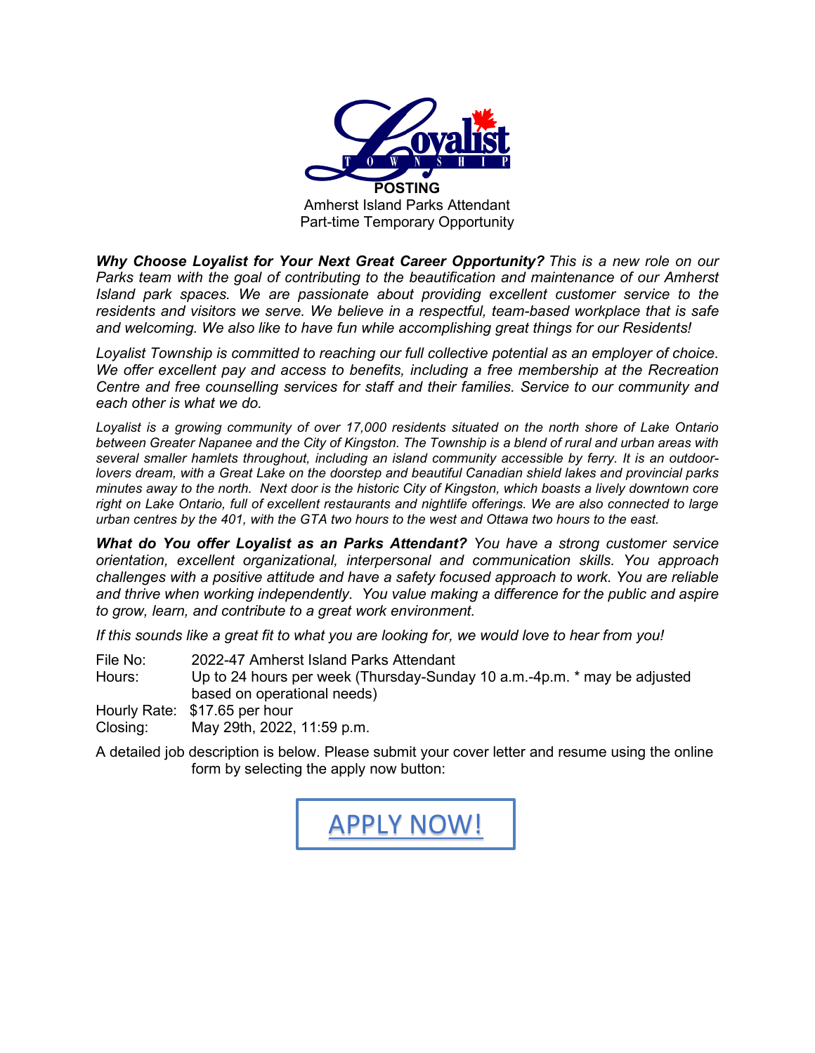Loyalist Township

**POSTING**

Amherst Island Parks Attendant
Part-time Temporary Opportunity

***Why Choose Loyalist for Your Next Great Career Opportunity?*** *This is a new role on our Parks team with the goal of contributing to the beautification and maintenance of our Amherst Island park spaces. We are passionate about providing excellent customer service to the residents and visitors we serve. We believe in a respectful, team-based workplace that is safe and welcoming. We also like to have fun while accomplishing great things for our Residents!*

*Loyalist Township is committed to reaching our full collective potential as an employer of choice. We offer excellent pay and access to benefits, including a free membership at the Recreation Centre and free counselling services for staff and their families. Service to our community and each other is what we do.*

*Loyalist is a growing community of over 17,000 residents situated on the north shore of Lake Ontario between Greater Napanee and the City of Kingston. The Township is a blend of rural and urban areas with several smaller hamlets throughout, including an island community accessible by ferry. It is an outdoor-lovers dream, with a Great Lake on the doorstep and beautiful Canadian shield lakes and provincial parks minutes away to the north. Next door is the historic City of Kingston, which boasts a lively downtown core right on Lake Ontario, full of excellent restaurants and nightlife offerings. We are also connected to large urban centres by the 401, with the GTA two hours to the west and Ottawa two hours to the east.*

***What do You offer Loyalist as an Parks Attendant?*** *You have a strong customer service orientation, excellent organizational, interpersonal and communication skills. You approach challenges with a positive attitude and have a safety focused approach to work. You are reliable and thrive when working independently. You value making a difference for the public and aspire to grow, learn, and contribute to a great work environment.*

*If this sounds like a great fit to what you are looking for, we would love to hear from you!*

File No: 2022-47 Amherst Island Parks Attendant
Hours: Up to 24 hours per week (Thursday-Sunday 10 a.m.-4p.m. * may be adjusted based on operational needs)
Hourly Rate: $17.65 per hour
Closing: May 29th, 2022, 11:59 p.m.

A detailed job description is below. Please submit your cover letter and resume using the online form by selecting the apply now button:

APPLY NOW!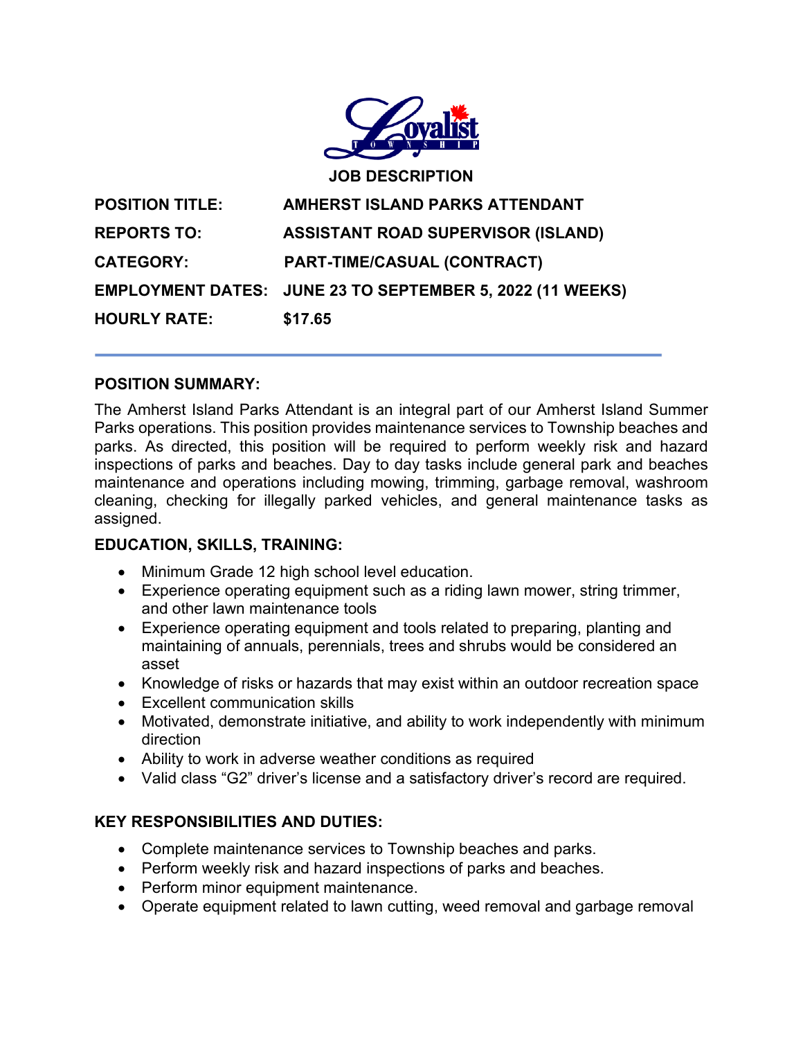**JOB DESCRIPTION**

| | |
|---|---|
| **POSITION TITLE:** | **AMHERST ISLAND PARKS ATTENDANT** |
| **REPORTS TO:** | **ASSISTANT ROAD SUPERVISOR (ISLAND)** |
| **CATEGORY:** | **PART-TIME/CASUAL (CONTRACT)** |
| **EMPLOYMENT DATES:** | **JUNE 23 TO SEPTEMBER 5, 2022 (11 WEEKS)** |
| **HOURLY RATE:** | **$17.65** |

---

## POSITION SUMMARY:

The Amherst Island Parks Attendant is an integral part of our Amherst Island Summer Parks operations. This position provides maintenance services to Township beaches and parks. As directed, this position will be required to perform weekly risk and hazard inspections of parks and beaches. Day to day tasks include general park and beaches maintenance and operations including mowing, trimming, garbage removal, washroom cleaning, checking for illegally parked vehicles, and general maintenance tasks as assigned.

## EDUCATION, SKILLS, TRAINING:

- Minimum Grade 12 high school level education.
- Experience operating equipment such as a riding lawn mower, string trimmer, and other lawn maintenance tools
- Experience operating equipment and tools related to preparing, planting and maintaining of annuals, perennials, trees and shrubs would be considered an asset
- Knowledge of risks or hazards that may exist within an outdoor recreation space
- Excellent communication skills
- Motivated, demonstrate initiative, and ability to work independently with minimum direction
- Ability to work in adverse weather conditions as required
- Valid class "G2" driver's license and a satisfactory driver's record are required.

## KEY RESPONSIBILITIES AND DUTIES:

- Complete maintenance services to Township beaches and parks.
- Perform weekly risk and hazard inspections of parks and beaches.
- Perform minor equipment maintenance.
- Operate equipment related to lawn cutting, weed removal and garbage removal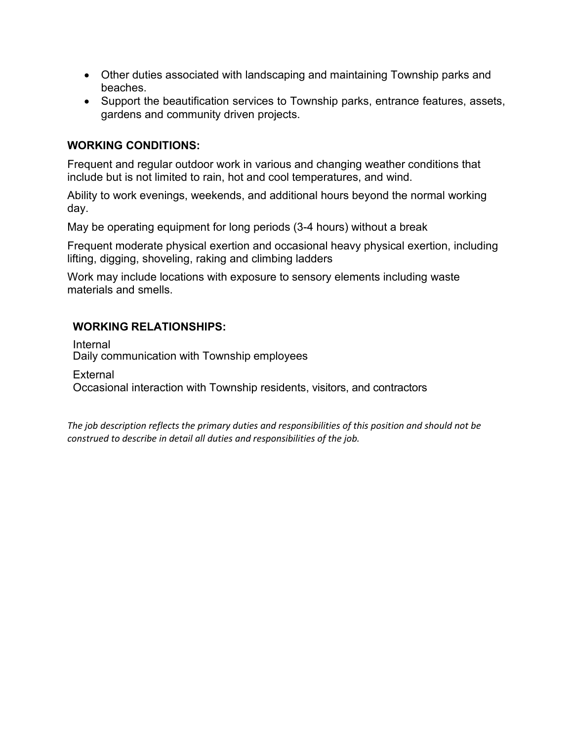- Other duties associated with landscaping and maintaining Township parks and beaches.
- Support the beautification services to Township parks, entrance features, assets, gardens and community driven projects.

**WORKING CONDITIONS:**

Frequent and regular outdoor work in various and changing weather conditions that include but is not limited to rain, hot and cool temperatures, and wind.

Ability to work evenings, weekends, and additional hours beyond the normal working day.

May be operating equipment for long periods (3-4 hours) without a break

Frequent moderate physical exertion and occasional heavy physical exertion, including lifting, digging, shoveling, raking and climbing ladders

Work may include locations with exposure to sensory elements including waste materials and smells.

**WORKING RELATIONSHIPS:**

Internal
Daily communication with Township employees

External
Occasional interaction with Township residents, visitors, and contractors

*The job description reflects the primary duties and responsibilities of this position and should not be construed to describe in detail all duties and responsibilities of the job.*